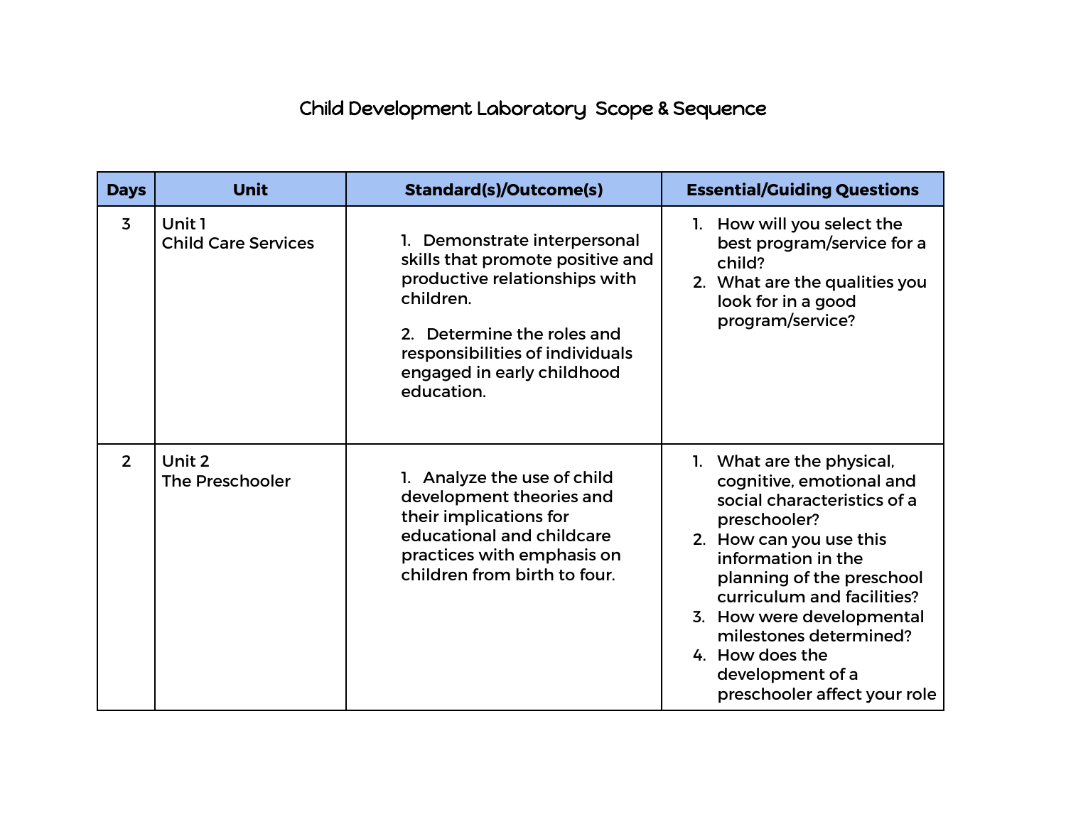# Child Development Laboratory Scope & Sequence

| Days | Unit | Standard(s)/Outcome(s) | Essential/Guiding Questions |
|---|---|---|---|
| 3 | Unit 1<br>Child Care Services | 1. Demonstrate interpersonal skills that promote positive and productive relationships with children.<br><br>2. Determine the roles and responsibilities of individuals engaged in early childhood education. | 1. How will you select the best program/service for a child?<br>2. What are the qualities you look for in a good program/service? |
| 2 | Unit 2<br>The Preschooler | 1. Analyze the use of child development theories and their implications for educational and childcare practices with emphasis on children from birth to four. | 1. What are the physical, cognitive, emotional and social characteristics of a preschooler?<br>2. How can you use this information in the planning of the preschool curriculum and facilities?<br>3. How were developmental milestones determined?<br>4. How does the development of a preschooler affect your role |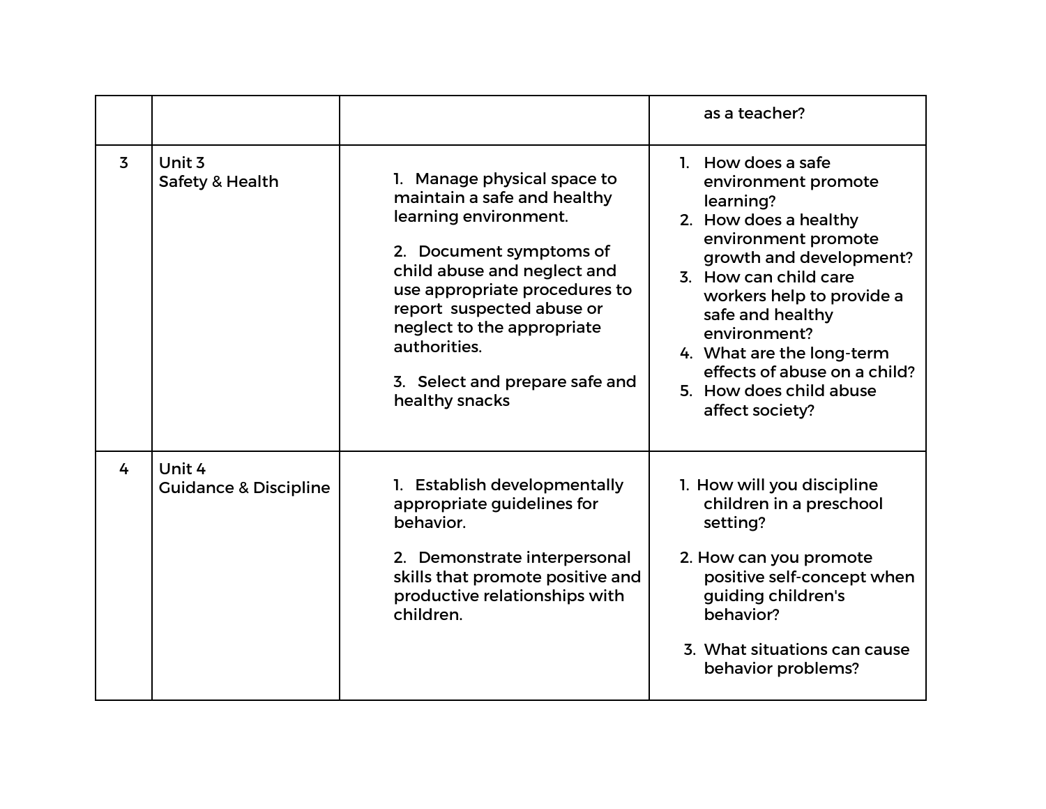|  |  |  |  |
| --- | --- | --- | --- |
|  |  |  | as a teacher? |
| 3 | Unit 3<br>Safety & Health | 1. Manage physical space to maintain a safe and healthy learning environment.<br><br>2. Document symptoms of child abuse and neglect and use appropriate procedures to report suspected abuse or neglect to the appropriate authorities.<br><br>3. Select and prepare safe and healthy snacks | 1. How does a safe environment promote learning?<br>2. How does a healthy environment promote growth and development?<br>3. How can child care workers help to provide a safe and healthy environment?<br>4. What are the long-term effects of abuse on a child?<br>5. How does child abuse affect society? |
| 4 | Unit 4<br>Guidance & Discipline | 1. Establish developmentally appropriate guidelines for behavior.<br><br>2. Demonstrate interpersonal skills that promote positive and productive relationships with children. | 1. How will you discipline children in a preschool setting?<br><br>2. How can you promote positive self-concept when guiding children's behavior?<br><br>3. What situations can cause behavior problems? |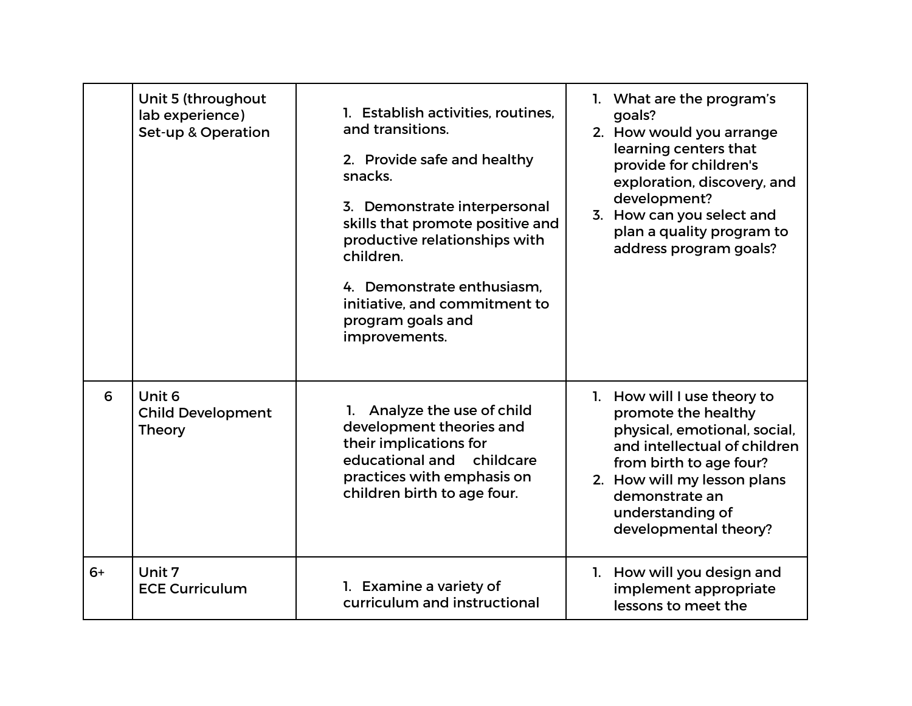| | | | |
|---|---|---|---|
| | Unit 5 (throughout lab experience) Set-up & Operation | 1. Establish activities, routines, and transitions.<br><br>2. Provide safe and healthy snacks.<br><br>3. Demonstrate interpersonal skills that promote positive and productive relationships with children.<br><br>4. Demonstrate enthusiasm, initiative, and commitment to program goals and improvements. | 1. What are the program's goals?<br>2. How would you arrange learning centers that provide for children's exploration, discovery, and development?<br>3. How can you select and plan a quality program to address program goals? |
| 6 | Unit 6 Child Development Theory | 1. Analyze the use of child development theories and their implications for educational and childcare practices with emphasis on children birth to age four. | 1. How will I use theory to promote the healthy physical, emotional, social, and intellectual of children from birth to age four?<br>2. How will my lesson plans demonstrate an understanding of developmental theory? |
| 6+ | Unit 7 ECE Curriculum | 1. Examine a variety of curriculum and instructional | 1. How will you design and implement appropriate lessons to meet the |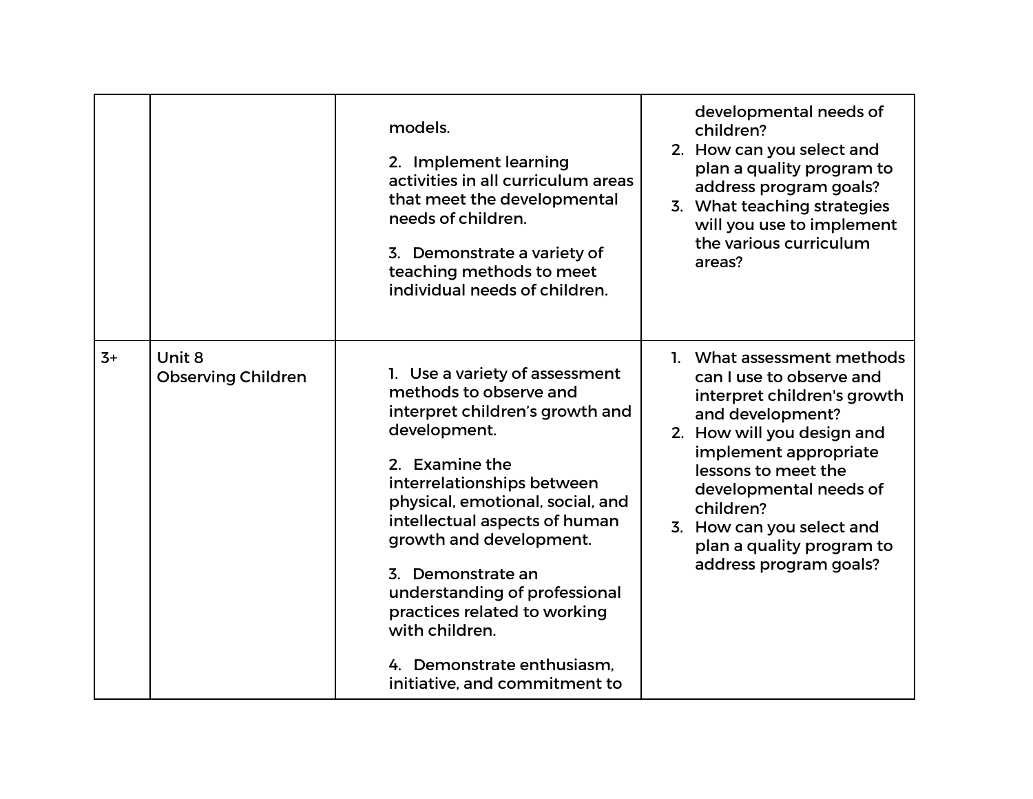| | | | |
|---|---|---|---|
| | | models.<br><br>2. Implement learning activities in all curriculum areas that meet the developmental needs of children.<br><br>3. Demonstrate a variety of teaching methods to meet individual needs of children. | developmental needs of children?<br>2. How can you select and plan a quality program to address program goals?<br>3. What teaching strategies will you use to implement the various curriculum areas? |
| 3+ | Unit 8<br>Observing Children | 1. Use a variety of assessment methods to observe and interpret children's growth and development.<br><br>2. Examine the interrelationships between physical, emotional, social, and intellectual aspects of human growth and development.<br><br>3. Demonstrate an understanding of professional practices related to working with children.<br><br>4. Demonstrate enthusiasm, initiative, and commitment to | 1. What assessment methods can I use to observe and interpret children's growth and development?<br>2. How will you design and implement appropriate lessons to meet the developmental needs of children?<br>3. How can you select and plan a quality program to address program goals? |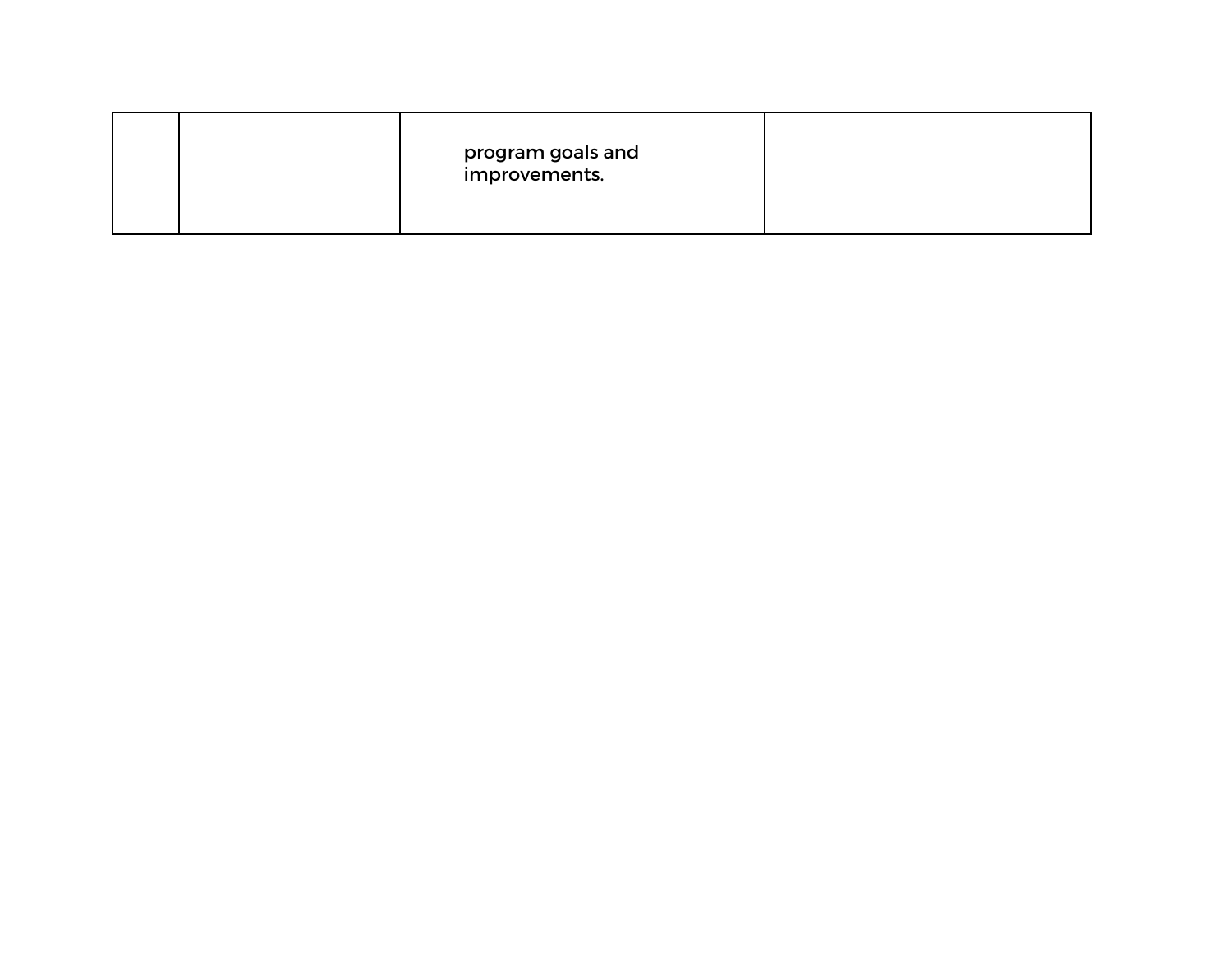| | | | |
|---|---|---|---|
| | | program goals and improvements. | |